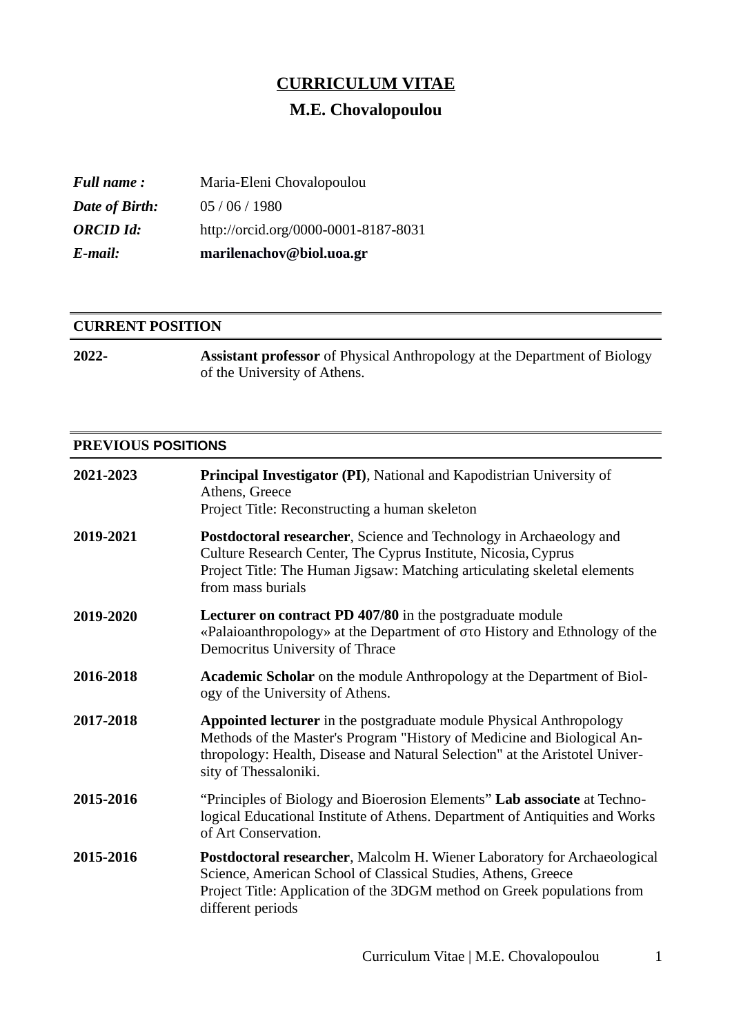# CURRICULUM VITAE

## M.E. Chovalopoulou

| | |
|---|---|
| ***Full name :*** | Maria-Eleni Chovalopoulou |
| ***Date of Birth:*** | 05 / 06 / 1980 |
| ***ORCID Id:*** | http://orcid.org/0000-0001-8187-8031 |
| ***E-mail:*** | **marilenachov@biol.uoa.gr** |

## CURRENT POSITION

| | |
|---|---|
| **2022-** | **Assistant professor** of Physical Anthropology at the Department of Biology of the University of Athens. |

## PREVIOUS POSITIONS

| | |
|---|---|
| **2021-2023** | **Principal Investigator (PI)**, National and Kapodistrian University of Athens, Greece<br>Project Title: Reconstructing a human skeleton |
| **2019-2021** | **Postdoctoral researcher**, Science and Technology in Archaeology and Culture Research Center, The Cyprus Institute, Nicosia, Cyprus<br>Project Title: The Human Jigsaw: Matching articulating skeletal elements from mass burials |
| **2019-2020** | **Lecturer on contract PD 407/80** in the postgraduate module «Palaioanthropology» at the Department of στο History and Ethnology of the Democritus University of Thrace |
| **2016-2018** | **Academic Scholar** on the module Anthropology at the Department of Biology of the University of Athens. |
| **2017-2018** | **Appointed lecturer** in the postgraduate module Physical Anthropology Methods of the Master's Program "History of Medicine and Biological Anthropology: Health, Disease and Natural Selection" at the Aristotel University of Thessaloniki. |
| **2015-2016** | "Principles of Biology and Bioerosion Elements" **Lab associate** at Technological Educational Institute of Athens. Department of Antiquities and Works of Art Conservation. |
| **2015-2016** | **Postdoctoral researcher**, Malcolm H. Wiener Laboratory for Archaeological Science, American School of Classical Studies, Athens, Greece<br>Project Title: Application of the 3DGM method on Greek populations from different periods |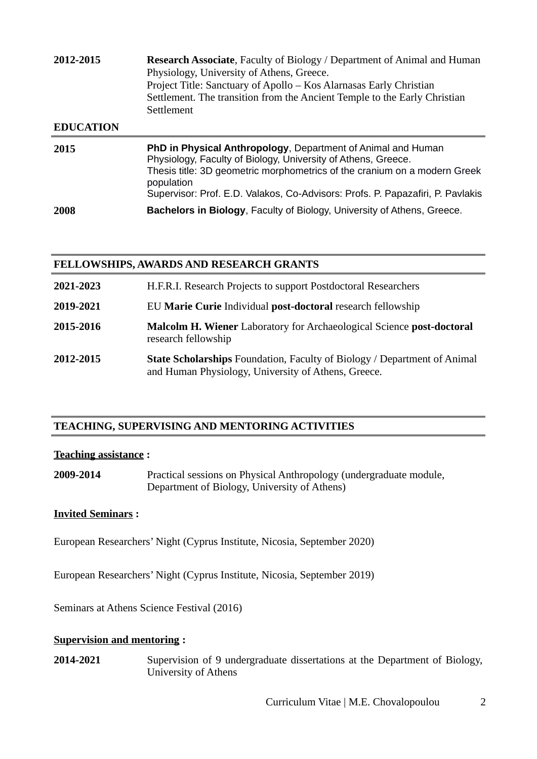**2012-2015** **Research Associate**, Faculty of Biology / Department of Animal and Human Physiology, University of Athens, Greece.
Project Title: Sanctuary of Apollo – Kos Alarnasas Early Christian Settlement. The transition from the Ancient Temple to the Early Christian Settlement

## EDUCATION

**2015** **PhD in Physical Anthropology**, Department of Animal and Human Physiology, Faculty of Biology, University of Athens, Greece.
Thesis title: 3D geometric morphometrics of the cranium on a modern Greek population
Supervisor: Prof. E.D. Valakos, Co-Advisors: Profs. P. Papazafiri, P. Pavlakis

**2008** **Bachelors in Biology**, Faculty of Biology, University of Athens, Greece.

## FELLOWSHIPS, AWARDS AND RESEARCH GRANTS

**2021-2023** H.F.R.I. Research Projects to support Postdoctoral Researchers

**2019-2021** EU **Marie Curie** Individual **post-doctoral** research fellowship

**2015-2016** **Malcolm H. Wiener** Laboratory for Archaeological Science **post-doctoral** research fellowship

**2012-2015** **State Scholarships** Foundation, Faculty of Biology / Department of Animal and Human Physiology, University of Athens, Greece.

## TEACHING, SUPERVISING AND MENTORING ACTIVITIES

**Teaching assistance :**

**2009-2014** Practical sessions on Physical Anthropology (undergraduate module, Department of Biology, University of Athens)

**Invited Seminars :**

European Researchers' Night (Cyprus Institute, Nicosia, September 2020)

European Researchers' Night (Cyprus Institute, Nicosia, September 2019)

Seminars at Athens Science Festival (2016)

**Supervision and mentoring :**

**2014-2021** Supervision of 9 undergraduate dissertations at the Department of Biology, University of Athens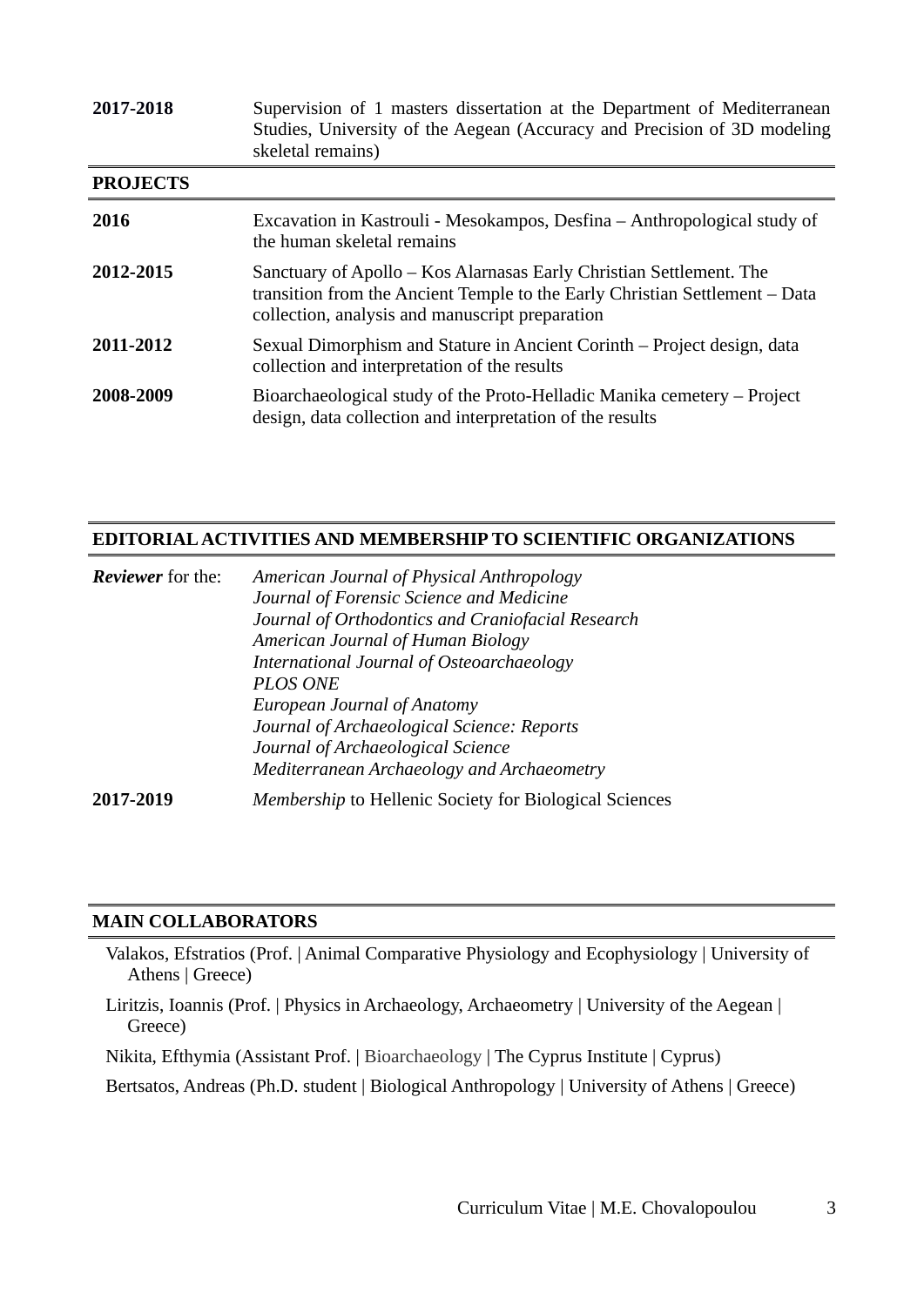| | |
|---|---|
| **2017-2018** | Supervision of 1 masters dissertation at the Department of Mediterranean Studies, University of the Aegean (Accuracy and Precision of 3D modeling skeletal remains) |

## PROJECTS

| | |
|---|---|
| **2016** | Excavation in Kastrouli - Mesokampos, Desfina – Anthropological study of the human skeletal remains |
| **2012-2015** | Sanctuary of Apollo – Kos Alarnasas Early Christian Settlement. The transition from the Ancient Temple to the Early Christian Settlement – Data collection, analysis and manuscript preparation |
| **2011-2012** | Sexual Dimorphism and Stature in Ancient Corinth – Project design, data collection and interpretation of the results |
| **2008-2009** | Bioarchaeological study of the Proto-Helladic Manika cemetery – Project design, data collection and interpretation of the results |

## EDITORIAL ACTIVITIES AND MEMBERSHIP TO SCIENTIFIC ORGANIZATIONS

| | |
|---|---|
| ***Reviewer*** for the: | *American Journal of Physical Anthropology*<br>*Journal of Forensic Science and Medicine*<br>*Journal of Orthodontics and Craniofacial Research*<br>*American Journal of Human Biology*<br>*International Journal of Osteoarchaeology*<br>*PLOS ONE*<br>*European Journal of Anatomy*<br>*Journal of Archaeological Science: Reports*<br>*Journal of Archaeological Science*<br>*Mediterranean Archaeology and Archaeometry* |
| **2017-2019** | *Membership* to Hellenic Society for Biological Sciences |

## MAIN COLLABORATORS

Valakos, Efstratios (Prof. | Animal Comparative Physiology and Ecophysiology | University of Athens | Greece)

Liritzis, Ioannis (Prof. | Physics in Archaeology, Archaeometry | University of the Aegean | Greece)

Nikita, Efthymia (Assistant Prof. | Bioarchaeology | The Cyprus Institute | Cyprus)

Bertsatos, Andreas (Ph.D. student | Biological Anthropology | University of Athens | Greece)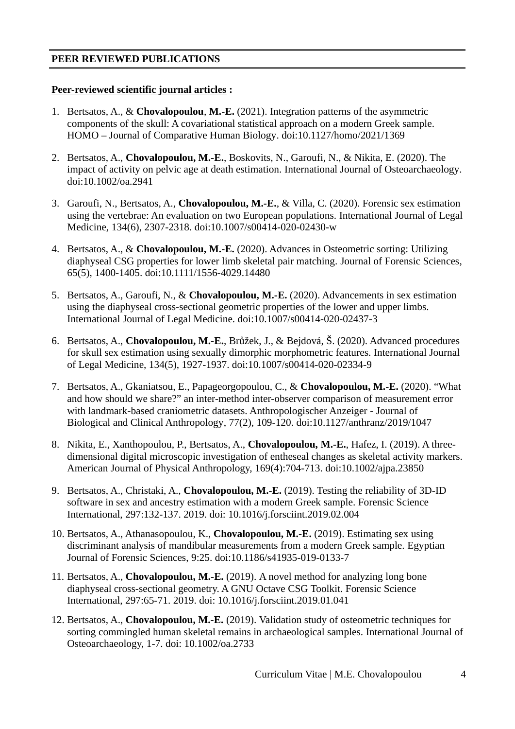## PEER REVIEWED PUBLICATIONS

**Peer-reviewed scientific journal articles :**

1. Bertsatos, A., & **Chovalopoulou**, **M.-E.** (2021). Integration patterns of the asymmetric components of the skull: A covariational statistical approach on a modern Greek sample. HOMO – Journal of Comparative Human Biology. doi:10.1127/homo/2021/1369

2. Bertsatos, A., **Chovalopoulou, M.-E.**, Boskovits, N., Garoufi, N., & Nikita, E. (2020). The impact of activity on pelvic age at death estimation. International Journal of Osteoarchaeology. doi:10.1002/oa.2941

3. Garoufi, N., Bertsatos, A., **Chovalopoulou, M.-E.**, & Villa, C. (2020). Forensic sex estimation using the vertebrae: An evaluation on two European populations. International Journal of Legal Medicine, 134(6), 2307-2318. doi:10.1007/s00414-020-02430-w

4. Bertsatos, A., & **Chovalopoulou, M.-E.** (2020). Advances in Osteometric sorting: Utilizing diaphyseal CSG properties for lower limb skeletal pair matching. Journal of Forensic Sciences, 65(5), 1400-1405. doi:10.1111/1556-4029.14480

5. Bertsatos, A., Garoufi, N., & **Chovalopoulou, M.-E.** (2020). Advancements in sex estimation using the diaphyseal cross-sectional geometric properties of the lower and upper limbs. International Journal of Legal Medicine. doi:10.1007/s00414-020-02437-3

6. Bertsatos, A., **Chovalopoulou, M.-E.**, Brůžek, J., & Bejdová, Š. (2020). Advanced procedures for skull sex estimation using sexually dimorphic morphometric features. International Journal of Legal Medicine, 134(5), 1927-1937. doi:10.1007/s00414-020-02334-9

7. Bertsatos, A., Gkaniatsou, E., Papageorgopoulou, C., & **Chovalopoulou, M.-E.** (2020). "What and how should we share?" an inter-method inter-observer comparison of measurement error with landmark-based craniometric datasets. Anthropologischer Anzeiger - Journal of Biological and Clinical Anthropology, 77(2), 109-120. doi:10.1127/anthranz/2019/1047

8. Nikita, E., Xanthopoulou, P., Bertsatos, A., **Chovalopoulou, M.-E.**, Hafez, I. (2019). A three-dimensional digital microscopic investigation of entheseal changes as skeletal activity markers. American Journal of Physical Anthropology, 169(4):704-713. doi:10.1002/ajpa.23850

9. Bertsatos, A., Christaki, A., **Chovalopoulou, M.-E.** (2019). Testing the reliability of 3D-ID software in sex and ancestry estimation with a modern Greek sample. Forensic Science International, 297:132-137. 2019. doi: 10.1016/j.forsciint.2019.02.004

10. Bertsatos, A., Athanasopoulou, K., **Chovalopoulou, M.-E.** (2019). Estimating sex using discriminant analysis of mandibular measurements from a modern Greek sample. Egyptian Journal of Forensic Sciences, 9:25. doi:10.1186/s41935-019-0133-7

11. Bertsatos, A., **Chovalopoulou, M.-E.** (2019). A novel method for analyzing long bone diaphyseal cross-sectional geometry. A GNU Octave CSG Toolkit. Forensic Science International, 297:65-71. 2019. doi: 10.1016/j.forsciint.2019.01.041

12. Bertsatos, A., **Chovalopoulou, M.-E.** (2019). Validation study of osteometric techniques for sorting commingled human skeletal remains in archaeological samples. International Journal of Osteoarchaeology, 1-7. doi: 10.1002/oa.2733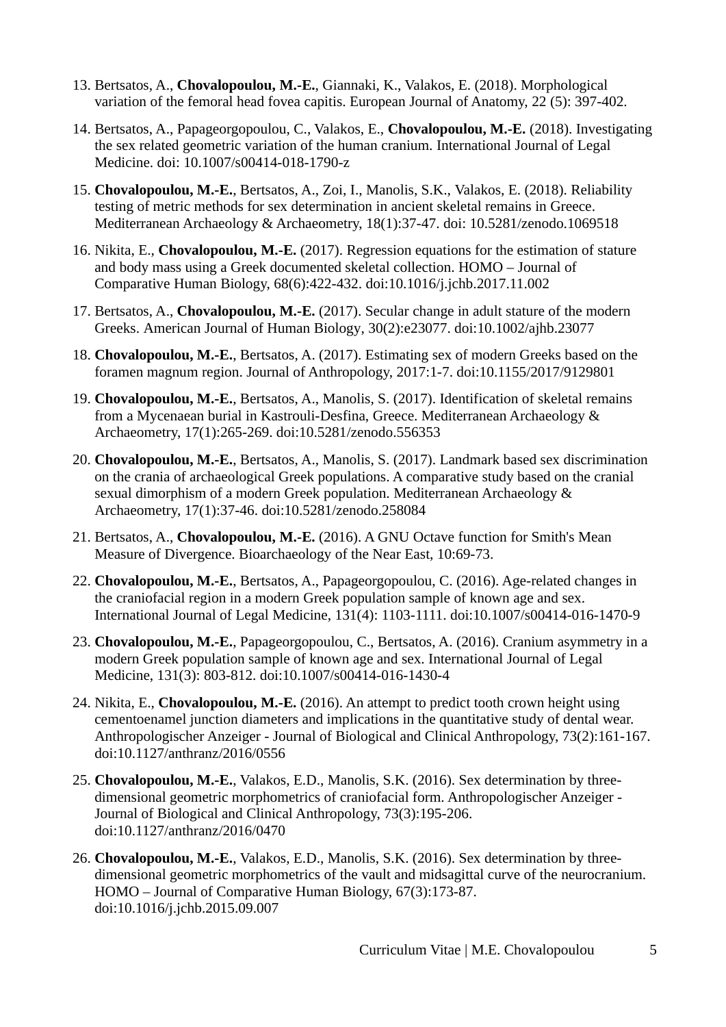13. Bertsatos, A., **Chovalopoulou, M.-E.**, Giannaki, K., Valakos, E. (2018). Morphological variation of the femoral head fovea capitis. European Journal of Anatomy, 22 (5): 397-402.

14. Bertsatos, A., Papageorgopoulou, C., Valakos, E., **Chovalopoulou, M.-E.** (2018). Investigating the sex related geometric variation of the human cranium. International Journal of Legal Medicine. doi: 10.1007/s00414-018-1790-z

15. **Chovalopoulou, M.-E.**, Bertsatos, A., Zoi, I., Manolis, S.K., Valakos, E. (2018). Reliability testing of metric methods for sex determination in ancient skeletal remains in Greece. Mediterranean Archaeology & Archaeometry, 18(1):37-47. doi: 10.5281/zenodo.1069518

16. Nikita, E., **Chovalopoulou, M.-E.** (2017). Regression equations for the estimation of stature and body mass using a Greek documented skeletal collection. HOMO – Journal of Comparative Human Biology, 68(6):422-432. doi:10.1016/j.jchb.2017.11.002

17. Bertsatos, A., **Chovalopoulou, M.-E.** (2017). Secular change in adult stature of the modern Greeks. American Journal of Human Biology, 30(2):e23077. doi:10.1002/ajhb.23077

18. **Chovalopoulou, M.-E.**, Bertsatos, A. (2017). Estimating sex of modern Greeks based on the foramen magnum region. Journal of Anthropology, 2017:1-7. doi:10.1155/2017/9129801

19. **Chovalopoulou, M.-E.**, Bertsatos, A., Manolis, S. (2017). Identification of skeletal remains from a Mycenaean burial in Kastrouli-Desfina, Greece. Mediterranean Archaeology & Archaeometry, 17(1):265-269. doi:10.5281/zenodo.556353

20. **Chovalopoulou, M.-E.**, Bertsatos, A., Manolis, S. (2017). Landmark based sex discrimination on the crania of archaeological Greek populations. A comparative study based on the cranial sexual dimorphism of a modern Greek population. Mediterranean Archaeology & Archaeometry, 17(1):37-46. doi:10.5281/zenodo.258084

21. Bertsatos, A., **Chovalopoulou, M.-E.** (2016). A GNU Octave function for Smith's Mean Measure of Divergence. Bioarchaeology of the Near East, 10:69-73.

22. **Chovalopoulou, M.-E.**, Bertsatos, A., Papageorgopoulou, C. (2016). Age-related changes in the craniofacial region in a modern Greek population sample of known age and sex. International Journal of Legal Medicine, 131(4): 1103-1111. doi:10.1007/s00414-016-1470-9

23. **Chovalopoulou, M.-E.**, Papageorgopoulou, C., Bertsatos, A. (2016). Cranium asymmetry in a modern Greek population sample of known age and sex. International Journal of Legal Medicine, 131(3): 803-812. doi:10.1007/s00414-016-1430-4

24. Nikita, E., **Chovalopoulou, M.-E.** (2016). An attempt to predict tooth crown height using cementoenamel junction diameters and implications in the quantitative study of dental wear. Anthropologischer Anzeiger - Journal of Biological and Clinical Anthropology, 73(2):161-167. doi:10.1127/anthranz/2016/0556

25. **Chovalopoulou, M.-E.**, Valakos, E.D., Manolis, S.K. (2016). Sex determination by three-dimensional geometric morphometrics of craniofacial form. Anthropologischer Anzeiger - Journal of Biological and Clinical Anthropology, 73(3):195-206. doi:10.1127/anthranz/2016/0470

26. **Chovalopoulou, M.-E.**, Valakos, E.D., Manolis, S.K. (2016). Sex determination by three-dimensional geometric morphometrics of the vault and midsagittal curve of the neurocranium. HOMO – Journal of Comparative Human Biology, 67(3):173-87. doi:10.1016/j.jchb.2015.09.007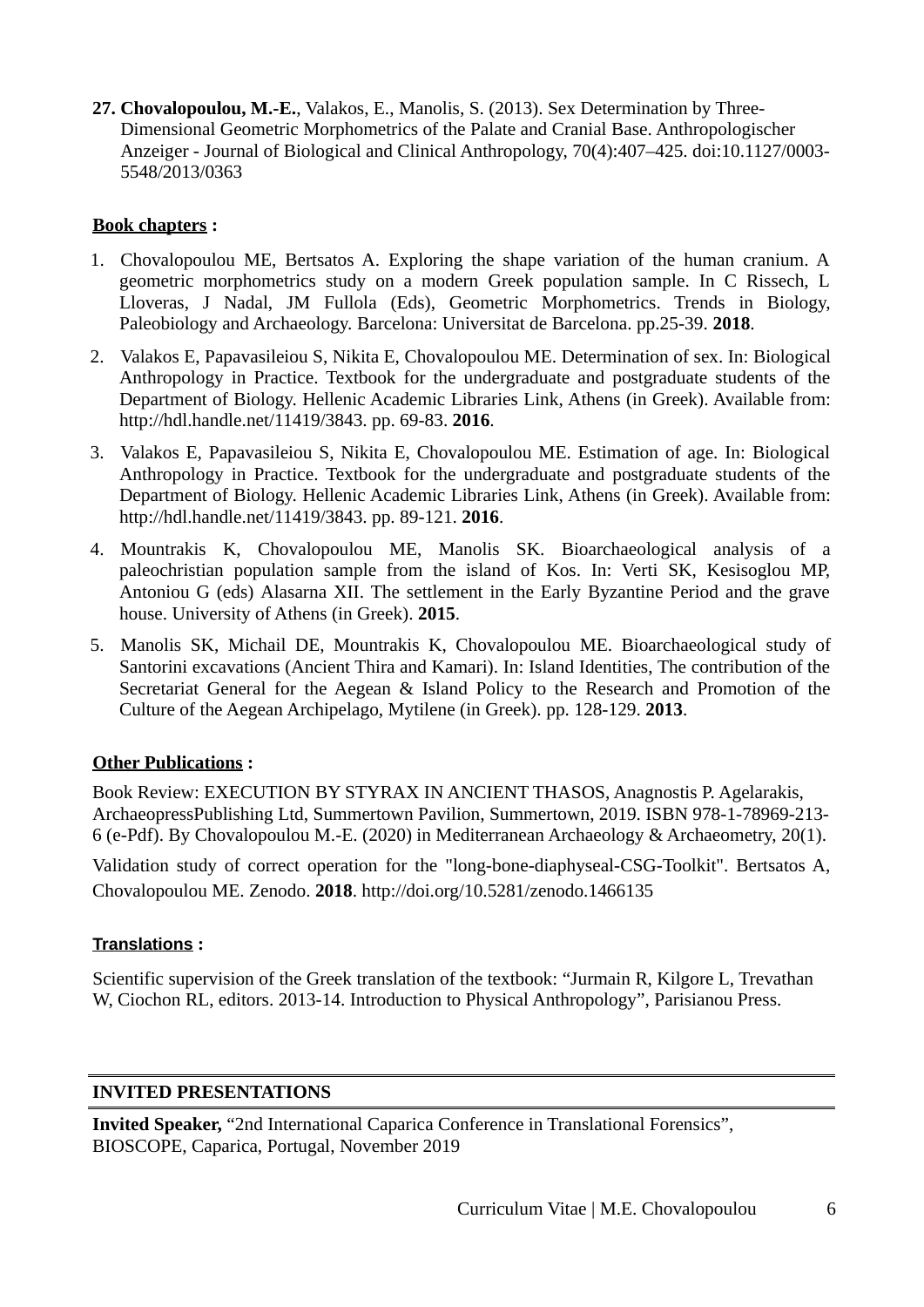27. **Chovalopoulou, M.-E.**, Valakos, E., Manolis, S. (2013). Sex Determination by Three-Dimensional Geometric Morphometrics of the Palate and Cranial Base. Anthropologischer Anzeiger - Journal of Biological and Clinical Anthropology, 70(4):407–425. doi:10.1127/0003-5548/2013/0363

**<u>Book chapters</u> :**

1. Chovalopoulou ME, Bertsatos A. Exploring the shape variation of the human cranium. A geometric morphometrics study on a modern Greek population sample. In C Rissech, L Lloveras, J Nadal, JM Fullola (Eds), Geometric Morphometrics. Trends in Biology, Paleobiology and Archaeology. Barcelona: Universitat de Barcelona. pp.25-39. **2018**.
2. Valakos E, Papavasileiou S, Nikita E, Chovalopoulou ME. Determination of sex. In: Biological Anthropology in Practice. Textbook for the undergraduate and postgraduate students of the Department of Biology. Hellenic Academic Libraries Link, Athens (in Greek). Available from: http://hdl.handle.net/11419/3843. pp. 69-83. **2016**.
3. Valakos E, Papavasileiou S, Nikita E, Chovalopoulou ME. Estimation of age. In: Biological Anthropology in Practice. Textbook for the undergraduate and postgraduate students of the Department of Biology. Hellenic Academic Libraries Link, Athens (in Greek). Available from: http://hdl.handle.net/11419/3843. pp. 89-121. **2016**.
4. Mountrakis K, Chovalopoulou ME, Manolis SK. Bioarchaeological analysis of a paleochristian population sample from the island of Kos. In: Verti SK, Kesisoglou MP, Antoniou G (eds) Alasarna XII. The settlement in the Early Byzantine Period and the grave house. University of Athens (in Greek). **2015**.
5. Manolis SK, Michail DE, Mountrakis K, Chovalopoulou ME. Bioarchaeological study of Santorini excavations (Ancient Thira and Kamari). In: Island Identities, The contribution of the Secretariat General for the Aegean & Island Policy to the Research and Promotion of the Culture of the Aegean Archipelago, Mytilene (in Greek). pp. 128-129. **2013**.

**<u>Other Publications</u> :**

Book Review: EXECUTION BY STYRAX IN ANCIENT THASOS, Anagnostis P. Agelarakis, ArchaeopressPublishing Ltd, Summertown Pavilion, Summertown, 2019. ISBN 978-1-78969-213-6 (e-Pdf). By Chovalopoulou M.-E. (2020) in Mediterranean Archaeology & Archaeometry, 20(1).

Validation study of correct operation for the "long-bone-diaphyseal-CSG-Toolkit". Bertsatos A, Chovalopoulou ME. Zenodo. **2018**. http://doi.org/10.5281/zenodo.1466135

**<u>Translations</u> :**

Scientific supervision of the Greek translation of the textbook: “Jurmain R, Kilgore L, Trevathan W, Ciochon RL, editors. 2013-14. Introduction to Physical Anthropology”, Parisianou Press.

## INVITED PRESENTATIONS

**Invited Speaker,** “2nd International Caparica Conference in Translational Forensics”, BIOSCOPE, Caparica, Portugal, November 2019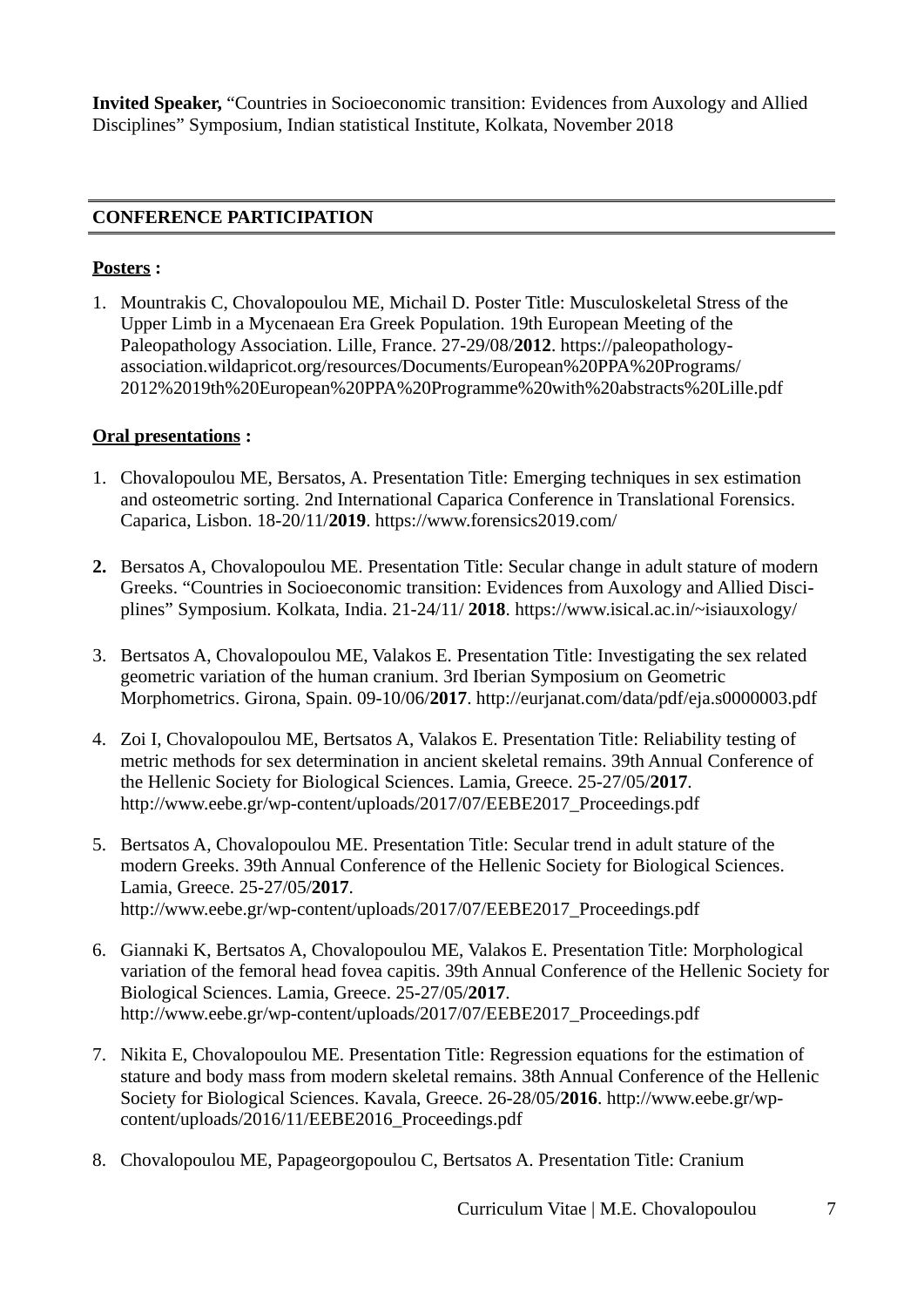**Invited Speaker,** “Countries in Socioeconomic transition: Evidences from Auxology and Allied Disciplines” Symposium, Indian statistical Institute, Kolkata, November 2018

## CONFERENCE PARTICIPATION

**Posters :**

1. Mountrakis C, Chovalopoulou ME, Michail D. Poster Title: Musculoskeletal Stress of the Upper Limb in a Mycenaean Era Greek Population. 19th European Meeting of the Paleopathology Association. Lille, France. 27-29/08/**2012**. https://paleopathology-association.wildapricot.org/resources/Documents/European%20PPA%20Programs/2012%2019th%20European%20PPA%20Programme%20with%20abstracts%20Lille.pdf

**Oral presentations :**

1. Chovalopoulou ME, Bersatos, A. Presentation Title: Emerging techniques in sex estimation and osteometric sorting. 2nd International Caparica Conference in Translational Forensics. Caparica, Lisbon. 18-20/11/**2019**. https://www.forensics2019.com/
2. Bersatos A, Chovalopoulou ME. Presentation Title: Secular change in adult stature of modern Greeks. “Countries in Socioeconomic transition: Evidences from Auxology and Allied Disciplines” Symposium. Kolkata, India. 21-24/11/ **2018**. https://www.isical.ac.in/~isiauxology/
3. Bertsatos A, Chovalopoulou ME, Valakos E. Presentation Title: Investigating the sex related geometric variation of the human cranium. 3rd Iberian Symposium on Geometric Morphometrics. Girona, Spain. 09-10/06/**2017**. http://eurjanat.com/data/pdf/eja.s0000003.pdf
4. Zoi I, Chovalopoulou ME, Bertsatos A, Valakos E. Presentation Title: Reliability testing of metric methods for sex determination in ancient skeletal remains. 39th Annual Conference of the Hellenic Society for Biological Sciences. Lamia, Greece. 25-27/05/**2017**. http://www.eebe.gr/wp-content/uploads/2017/07/EEBE2017_Proceedings.pdf
5. Bertsatos A, Chovalopoulou ME. Presentation Title: Secular trend in adult stature of the modern Greeks. 39th Annual Conference of the Hellenic Society for Biological Sciences. Lamia, Greece. 25-27/05/**2017**. http://www.eebe.gr/wp-content/uploads/2017/07/EEBE2017_Proceedings.pdf
6. Giannaki K, Bertsatos A, Chovalopoulou ME, Valakos E. Presentation Title: Morphological variation of the femoral head fovea capitis. 39th Annual Conference of the Hellenic Society for Biological Sciences. Lamia, Greece. 25-27/05/**2017**. http://www.eebe.gr/wp-content/uploads/2017/07/EEBE2017_Proceedings.pdf
7. Nikita E, Chovalopoulou ME. Presentation Title: Regression equations for the estimation of stature and body mass from modern skeletal remains. 38th Annual Conference of the Hellenic Society for Biological Sciences. Kavala, Greece. 26-28/05/**2016**. http://www.eebe.gr/wp-content/uploads/2016/11/EEBE2016_Proceedings.pdf
8. Chovalopoulou ME, Papageorgopoulou C, Bertsatos A. Presentation Title: Cranium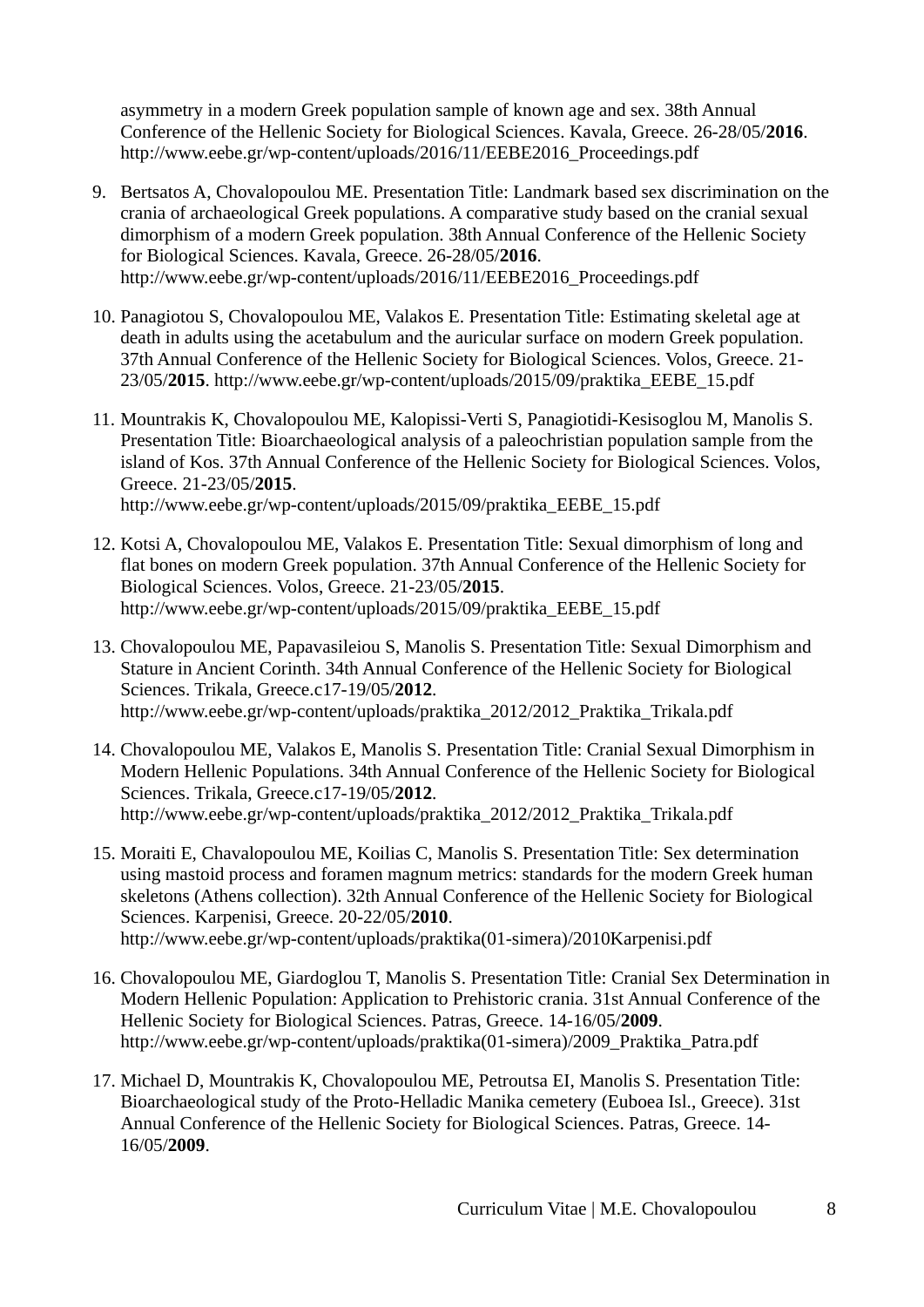asymmetry in a modern Greek population sample of known age and sex. 38th Annual Conference of the Hellenic Society for Biological Sciences. Kavala, Greece. 26-28/05/**2016**. http://www.eebe.gr/wp-content/uploads/2016/11/EEBE2016_Proceedings.pdf

9. Bertsatos A, Chovalopoulou ME. Presentation Title: Landmark based sex discrimination on the crania of archaeological Greek populations. A comparative study based on the cranial sexual dimorphism of a modern Greek population. 38th Annual Conference of the Hellenic Society for Biological Sciences. Kavala, Greece. 26-28/05/**2016**. http://www.eebe.gr/wp-content/uploads/2016/11/EEBE2016_Proceedings.pdf

10. Panagiotou S, Chovalopoulou ME, Valakos E. Presentation Title: Estimating skeletal age at death in adults using the acetabulum and the auricular surface on modern Greek population. 37th Annual Conference of the Hellenic Society for Biological Sciences. Volos, Greece. 21-23/05/**2015**. http://www.eebe.gr/wp-content/uploads/2015/09/praktika_EEBE_15.pdf

11. Mountrakis K, Chovalopoulou ME, Kalopissi-Verti S, Panagiotidi-Kesisoglou M, Manolis S. Presentation Title: Bioarchaeological analysis of a paleochristian population sample from the island of Kos. 37th Annual Conference of the Hellenic Society for Biological Sciences. Volos, Greece. 21-23/05/**2015**. http://www.eebe.gr/wp-content/uploads/2015/09/praktika_EEBE_15.pdf

12. Kotsi A, Chovalopoulou ME, Valakos E. Presentation Title: Sexual dimorphism of long and flat bones on modern Greek population. 37th Annual Conference of the Hellenic Society for Biological Sciences. Volos, Greece. 21-23/05/**2015**. http://www.eebe.gr/wp-content/uploads/2015/09/praktika_EEBE_15.pdf

13. Chovalopoulou ME, Papavasileiou S, Manolis S. Presentation Title: Sexual Dimorphism and Stature in Ancient Corinth. 34th Annual Conference of the Hellenic Society for Biological Sciences. Trikala, Greece.c17-19/05/**2012**. http://www.eebe.gr/wp-content/uploads/praktika_2012/2012_Praktika_Trikala.pdf

14. Chovalopoulou ME, Valakos E, Manolis S. Presentation Title: Cranial Sexual Dimorphism in Modern Hellenic Populations. 34th Annual Conference of the Hellenic Society for Biological Sciences. Trikala, Greece.c17-19/05/**2012**. http://www.eebe.gr/wp-content/uploads/praktika_2012/2012_Praktika_Trikala.pdf

15. Moraiti E, Chavalopoulou ME, Koilias C, Manolis S. Presentation Title: Sex determination using mastoid process and foramen magnum metrics: standards for the modern Greek human skeletons (Athens collection). 32th Annual Conference of the Hellenic Society for Biological Sciences. Karpenisi, Greece. 20-22/05/**2010**. http://www.eebe.gr/wp-content/uploads/praktika(01-simera)/2010Karpenisi.pdf

16. Chovalopoulou ME, Giardoglou T, Manolis S. Presentation Title: Cranial Sex Determination in Modern Hellenic Population: Application to Prehistoric crania. 31st Annual Conference of the Hellenic Society for Biological Sciences. Patras, Greece. 14-16/05/**2009**. http://www.eebe.gr/wp-content/uploads/praktika(01-simera)/2009_Praktika_Patra.pdf

17. Michael D, Mountrakis K, Chovalopoulou ME, Petroutsa EI, Manolis S. Presentation Title: Bioarchaeological study of the Proto-Helladic Manika cemetery (Euboea Isl., Greece). 31st Annual Conference of the Hellenic Society for Biological Sciences. Patras, Greece. 14-16/05/**2009**.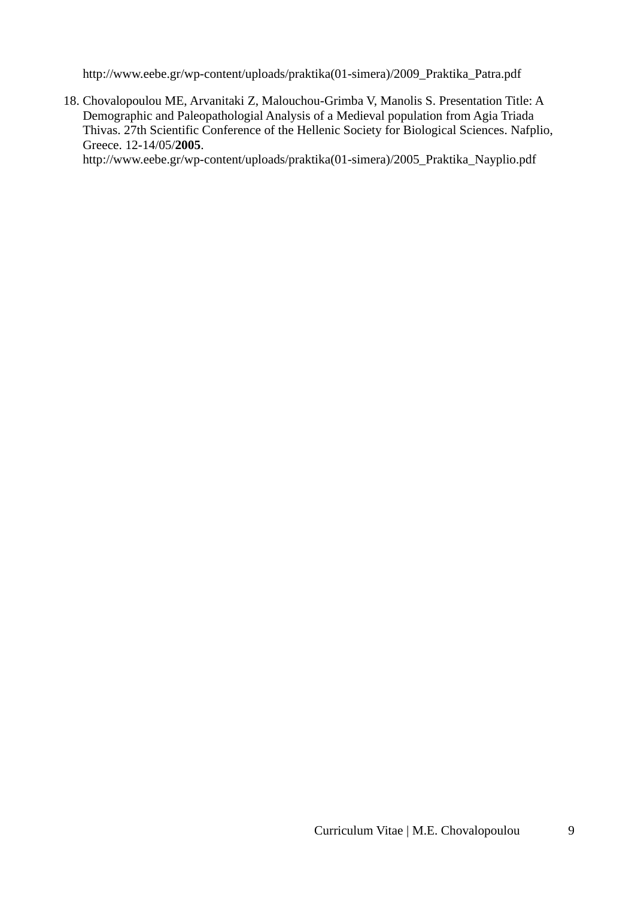http://www.eebe.gr/wp-content/uploads/praktika(01-simera)/2009_Praktika_Patra.pdf

18. Chovalopoulou ME, Arvanitaki Z, Malouchou-Grimba V, Manolis S. Presentation Title: A Demographic and Paleopathologial Analysis of a Medieval population from Agia Triada Thivas. 27th Scientific Conference of the Hellenic Society for Biological Sciences. Nafplio, Greece. 12-14/05/**2005**.
    http://www.eebe.gr/wp-content/uploads/praktika(01-simera)/2005_Praktika_Nayplio.pdf